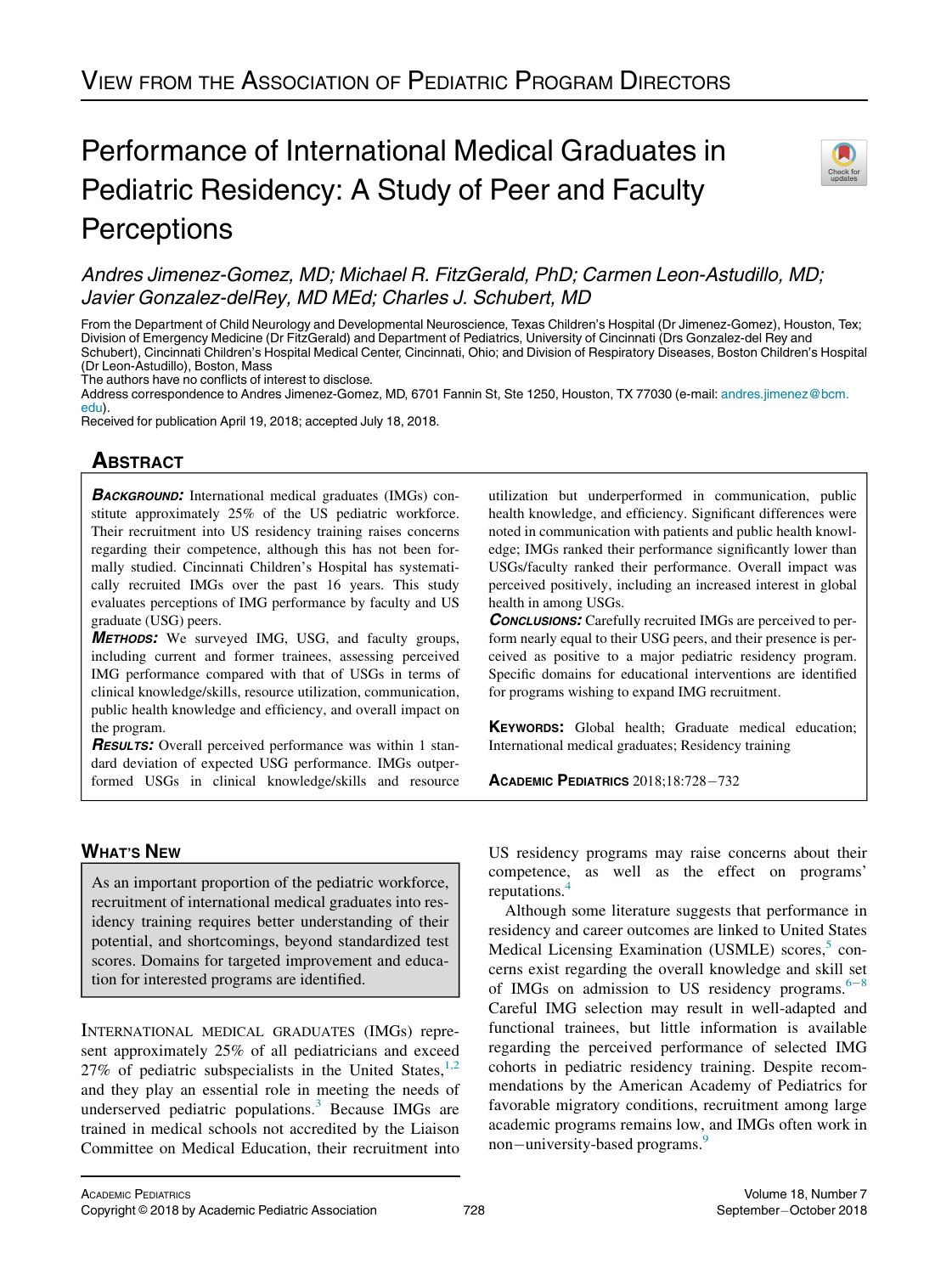View from the Association of Pediatric Program Directors

# Performance of International Medical Graduates in Pediatric Residency: A Study of Peer and Faculty Perceptions

*Andres Jimenez-Gomez, MD; Michael R. FitzGerald, PhD; Carmen Leon-Astudillo, MD; Javier Gonzalez-delRey, MD MEd; Charles J. Schubert, MD*

From the Department of Child Neurology and Developmental Neuroscience, Texas Children's Hospital (Dr Jimenez-Gomez), Houston, Tex; Division of Emergency Medicine (Dr FitzGerald) and Department of Pediatrics, University of Cincinnati (Drs Gonzalez-del Rey and Schubert), Cincinnati Children's Hospital Medical Center, Cincinnati, Ohio; and Division of Respiratory Diseases, Boston Children's Hospital (Dr Leon-Astudillo), Boston, Mass

The authors have no conflicts of interest to disclose.

Address correspondence to Andres Jimenez-Gomez, MD, 6701 Fannin St, Ste 1250, Houston, TX 77030 (e-mail: andres.jimenez@bcm.edu).

Received for publication April 19, 2018; accepted July 18, 2018.

## Abstract

***Background:*** International medical graduates (IMGs) constitute approximately 25% of the US pediatric workforce. Their recruitment into US residency training raises concerns regarding their competence, although this has not been formally studied. Cincinnati Children's Hospital has systematically recruited IMGs over the past 16 years. This study evaluates perceptions of IMG performance by faculty and US graduate (USG) peers.

***Methods:*** We surveyed IMG, USG, and faculty groups, including current and former trainees, assessing perceived IMG performance compared with that of USGs in terms of clinical knowledge/skills, resource utilization, communication, public health knowledge and efficiency, and overall impact on the program.

***Results:*** Overall perceived performance was within 1 standard deviation of expected USG performance. IMGs outperformed USGs in clinical knowledge/skills and resource utilization but underperformed in communication, public health knowledge, and efficiency. Significant differences were noted in communication with patients and public health knowledge; IMGs ranked their performance significantly lower than USGs/faculty ranked their performance. Overall impact was perceived positively, including an increased interest in global health in among USGs.

***Conclusions:*** Carefully recruited IMGs are perceived to perform nearly equal to their USG peers, and their presence is perceived as positive to a major pediatric residency program. Specific domains for educational interventions are identified for programs wishing to expand IMG recruitment.

**Keywords:** Global health; Graduate medical education; International medical graduates; Residency training

Academic Pediatrics 2018;18:728−732

## What's New

As an important proportion of the pediatric workforce, recruitment of international medical graduates into residency training requires better understanding of their potential, and shortcomings, beyond standardized test scores. Domains for targeted improvement and education for interested programs are identified.

International medical graduates (IMGs) represent approximately 25% of all pediatricians and exceed 27% of pediatric subspecialists in the United States,[1,2] and they play an essential role in meeting the needs of underserved pediatric populations.[3] Because IMGs are trained in medical schools not accredited by the Liaison Committee on Medical Education, their recruitment into US residency programs may raise concerns about their competence, as well as the effect on programs' reputations.[4]

Although some literature suggests that performance in residency and career outcomes are linked to United States Medical Licensing Examination (USMLE) scores,[5] concerns exist regarding the overall knowledge and skill set of IMGs on admission to US residency programs.[6−8] Careful IMG selection may result in well-adapted and functional trainees, but little information is available regarding the perceived performance of selected IMG cohorts in pediatric residency training. Despite recommendations by the American Academy of Pediatrics for favorable migratory conditions, recruitment among large academic programs remains low, and IMGs often work in non−university-based programs.[9]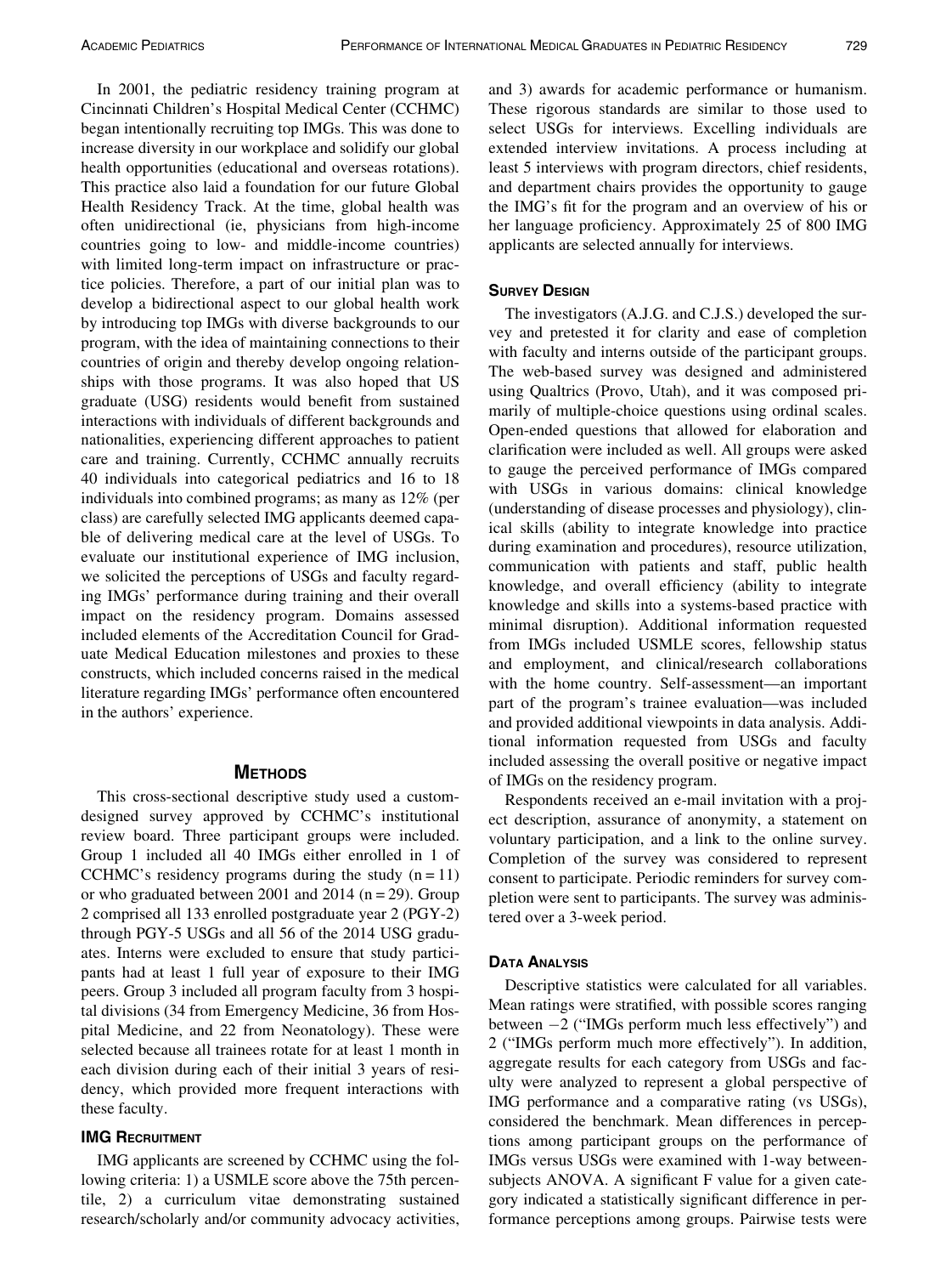In 2001, the pediatric residency training program at Cincinnati Children's Hospital Medical Center (CCHMC) began intentionally recruiting top IMGs. This was done to increase diversity in our workplace and solidify our global health opportunities (educational and overseas rotations). This practice also laid a foundation for our future Global Health Residency Track. At the time, global health was often unidirectional (ie, physicians from high-income countries going to low- and middle-income countries) with limited long-term impact on infrastructure or practice policies. Therefore, a part of our initial plan was to develop a bidirectional aspect to our global health work by introducing top IMGs with diverse backgrounds to our program, with the idea of maintaining connections to their countries of origin and thereby develop ongoing relationships with those programs. It was also hoped that US graduate (USG) residents would benefit from sustained interactions with individuals of different backgrounds and nationalities, experiencing different approaches to patient care and training. Currently, CCHMC annually recruits 40 individuals into categorical pediatrics and 16 to 18 individuals into combined programs; as many as 12% (per class) are carefully selected IMG applicants deemed capable of delivering medical care at the level of USGs. To evaluate our institutional experience of IMG inclusion, we solicited the perceptions of USGs and faculty regarding IMGs' performance during training and their overall impact on the residency program. Domains assessed included elements of the Accreditation Council for Graduate Medical Education milestones and proxies to these constructs, which included concerns raised in the medical literature regarding IMGs' performance often encountered in the authors' experience.

## Methods

This cross-sectional descriptive study used a custom-designed survey approved by CCHMC's institutional review board. Three participant groups were included. Group 1 included all 40 IMGs either enrolled in 1 of CCHMC's residency programs during the study (n = 11) or who graduated between 2001 and 2014 (n = 29). Group 2 comprised all 133 enrolled postgraduate year 2 (PGY-2) through PGY-5 USGs and all 56 of the 2014 USG graduates. Interns were excluded to ensure that study participants had at least 1 full year of exposure to their IMG peers. Group 3 included all program faculty from 3 hospital divisions (34 from Emergency Medicine, 36 from Hospital Medicine, and 22 from Neonatology). These were selected because all trainees rotate for at least 1 month in each division during each of their initial 3 years of residency, which provided more frequent interactions with these faculty.

### IMG Recruitment

IMG applicants are screened by CCHMC using the following criteria: 1) a USMLE score above the 75th percentile, 2) a curriculum vitae demonstrating sustained research/scholarly and/or community advocacy activities, and 3) awards for academic performance or humanism. These rigorous standards are similar to those used to select USGs for interviews. Excelling individuals are extended interview invitations. A process including at least 5 interviews with program directors, chief residents, and department chairs provides the opportunity to gauge the IMG's fit for the program and an overview of his or her language proficiency. Approximately 25 of 800 IMG applicants are selected annually for interviews.

### Survey Design

The investigators (A.J.G. and C.J.S.) developed the survey and pretested it for clarity and ease of completion with faculty and interns outside of the participant groups. The web-based survey was designed and administered using Qualtrics (Provo, Utah), and it was composed primarily of multiple-choice questions using ordinal scales. Open-ended questions that allowed for elaboration and clarification were included as well. All groups were asked to gauge the perceived performance of IMGs compared with USGs in various domains: clinical knowledge (understanding of disease processes and physiology), clinical skills (ability to integrate knowledge into practice during examination and procedures), resource utilization, communication with patients and staff, public health knowledge, and overall efficiency (ability to integrate knowledge and skills into a systems-based practice with minimal disruption). Additional information requested from IMGs included USMLE scores, fellowship status and employment, and clinical/research collaborations with the home country. Self-assessment—an important part of the program's trainee evaluation—was included and provided additional viewpoints in data analysis. Additional information requested from USGs and faculty included assessing the overall positive or negative impact of IMGs on the residency program.

Respondents received an e-mail invitation with a project description, assurance of anonymity, a statement on voluntary participation, and a link to the online survey. Completion of the survey was considered to represent consent to participate. Periodic reminders for survey completion were sent to participants. The survey was administered over a 3-week period.

### Data Analysis

Descriptive statistics were calculated for all variables. Mean ratings were stratified, with possible scores ranging between −2 ("IMGs perform much less effectively") and 2 ("IMGs perform much more effectively"). In addition, aggregate results for each category from USGs and faculty were analyzed to represent a global perspective of IMG performance and a comparative rating (vs USGs), considered the benchmark. Mean differences in perceptions among participant groups on the performance of IMGs versus USGs were examined with 1-way between-subjects ANOVA. A significant F value for a given category indicated a statistically significant difference in performance perceptions among groups. Pairwise tests were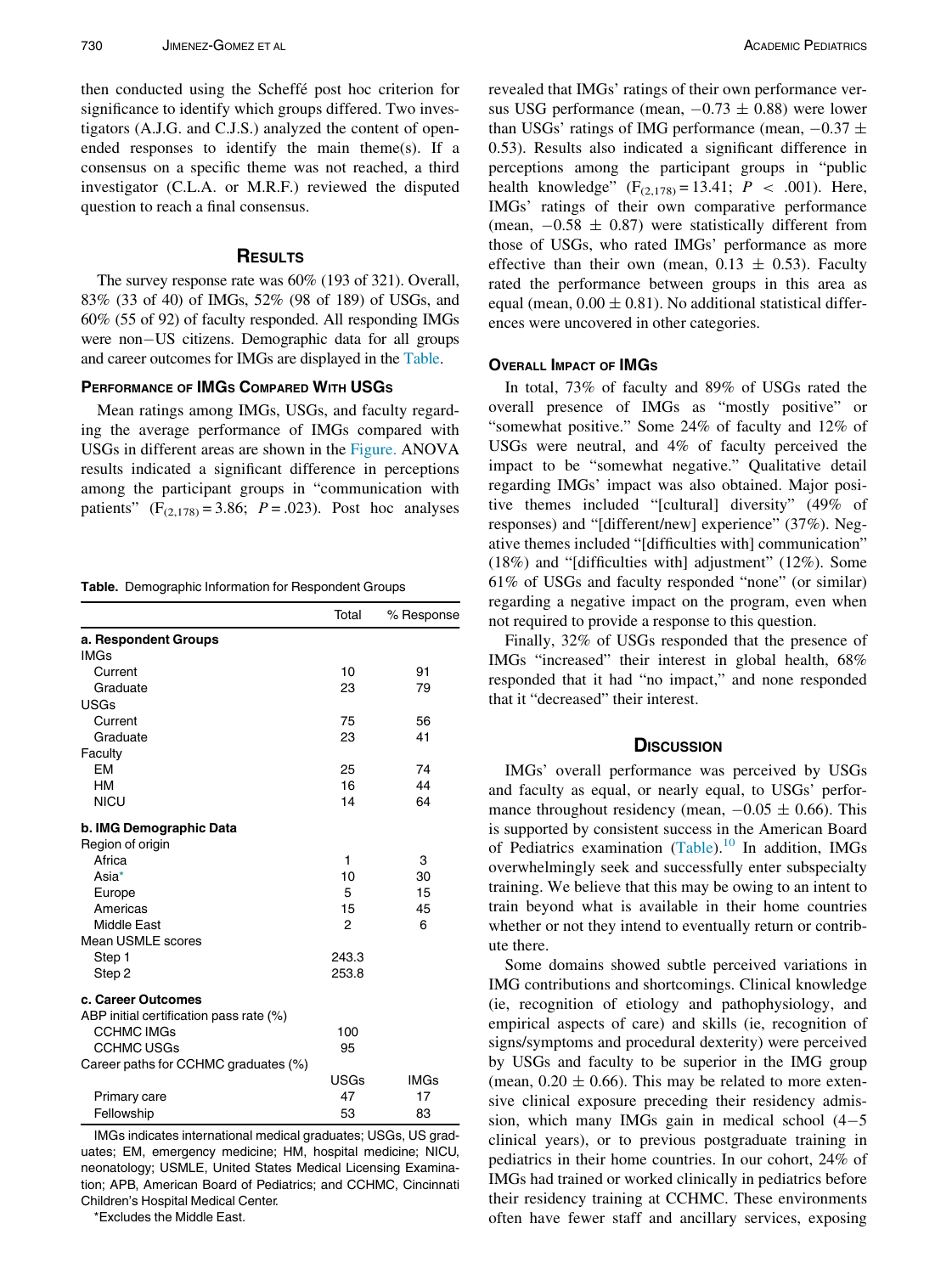then conducted using the Scheffé post hoc criterion for significance to identify which groups differed. Two investigators (A.J.G. and C.J.S.) analyzed the content of open-ended responses to identify the main theme(s). If a consensus on a specific theme was not reached, a third investigator (C.L.A. or M.R.F.) reviewed the disputed question to reach a final consensus.

## Results

The survey response rate was 60% (193 of 321). Overall, 83% (33 of 40) of IMGs, 52% (98 of 189) of USGs, and 60% (55 of 92) of faculty responded. All responding IMGs were non−US citizens. Demographic data for all groups and career outcomes for IMGs are displayed in the Table.

### Performance of IMGs Compared With USGs

Mean ratings among IMGs, USGs, and faculty regarding the average performance of IMGs compared with USGs in different areas are shown in the Figure. ANOVA results indicated a significant difference in perceptions among the participant groups in "communication with patients" ($F_{(2,178)} = 3.86$; $P = .023$). Post hoc analyses revealed that IMGs' ratings of their own performance versus USG performance (mean, −0.73 ± 0.88) were lower than USGs' ratings of IMG performance (mean, −0.37 ± 0.53). Results also indicated a significant difference in perceptions among the participant groups in "public health knowledge" ($F_{(2,178)} = 13.41$; $P < .001$). Here, IMGs' ratings of their own comparative performance (mean, −0.58 ± 0.87) were statistically different from those of USGs, who rated IMGs' performance as more effective than their own (mean, 0.13 ± 0.53). Faculty rated the performance between groups in this area as equal (mean, 0.00 ± 0.81). No additional statistical differences were uncovered in other categories.

**Table.** Demographic Information for Respondent Groups

| | Total | % Response |
|---|---|---|
| **a. Respondent Groups** | | |
| IMGs | | |
| Current | 10 | 91 |
| Graduate | 23 | 79 |
| USGs | | |
| Current | 75 | 56 |
| Graduate | 23 | 41 |
| Faculty | | |
| EM | 25 | 74 |
| HM | 16 | 44 |
| NICU | 14 | 64 |
| **b. IMG Demographic Data** | | |
| Region of origin | | |
| Africa | 1 | 3 |
| Asia* | 10 | 30 |
| Europe | 5 | 15 |
| Americas | 15 | 45 |
| Middle East | 2 | 6 |
| Mean USMLE scores | | |
| Step 1 | 243.3 | |
| Step 2 | 253.8 | |
| **c. Career Outcomes** | | |
| ABP initial certification pass rate (%) | | |
| CCHMC IMGs | 100 | |
| CCHMC USGs | 95 | |
| Career paths for CCHMC graduates (%) | | |
| | USGs | IMGs |
| Primary care | 47 | 17 |
| Fellowship | 53 | 83 |

IMGs indicates international medical graduates; USGs, US graduates; EM, emergency medicine; HM, hospital medicine; NICU, neonatology; USMLE, United States Medical Licensing Examination; APB, American Board of Pediatrics; and CCHMC, Cincinnati Children's Hospital Medical Center.

*Excludes the Middle East.

### Overall Impact of IMGs

In total, 73% of faculty and 89% of USGs rated the overall presence of IMGs as "mostly positive" or "somewhat positive." Some 24% of faculty and 12% of USGs were neutral, and 4% of faculty perceived the impact to be "somewhat negative." Qualitative detail regarding IMGs' impact was also obtained. Major positive themes included "[cultural] diversity" (49% of responses) and "[different/new] experience" (37%). Negative themes included "[difficulties with] communication" (18%) and "[difficulties with] adjustment" (12%). Some 61% of USGs and faculty responded "none" (or similar) regarding a negative impact on the program, even when not required to provide a response to this question.

Finally, 32% of USGs responded that the presence of IMGs "increased" their interest in global health, 68% responded that it had "no impact," and none responded that it "decreased" their interest.

## Discussion

IMGs' overall performance was perceived by USGs and faculty as equal, or nearly equal, to USGs' performance throughout residency (mean, −0.05 ± 0.66). This is supported by consistent success in the American Board of Pediatrics examination (Table).[10] In addition, IMGs overwhelmingly seek and successfully enter subspecialty training. We believe that this may be owing to an intent to train beyond what is available in their home countries whether or not they intend to eventually return or contribute there.

Some domains showed subtle perceived variations in IMG contributions and shortcomings. Clinical knowledge (ie, recognition of etiology and pathophysiology, and empirical aspects of care) and skills (ie, recognition of signs/symptoms and procedural dexterity) were perceived by USGs and faculty to be superior in the IMG group (mean, 0.20 ± 0.66). This may be related to more extensive clinical exposure preceding their residency admission, which many IMGs gain in medical school (4−5 clinical years), or to previous postgraduate training in pediatrics in their home countries. In our cohort, 24% of IMGs had trained or worked clinically in pediatrics before their residency training at CCHMC. These environments often have fewer staff and ancillary services, exposing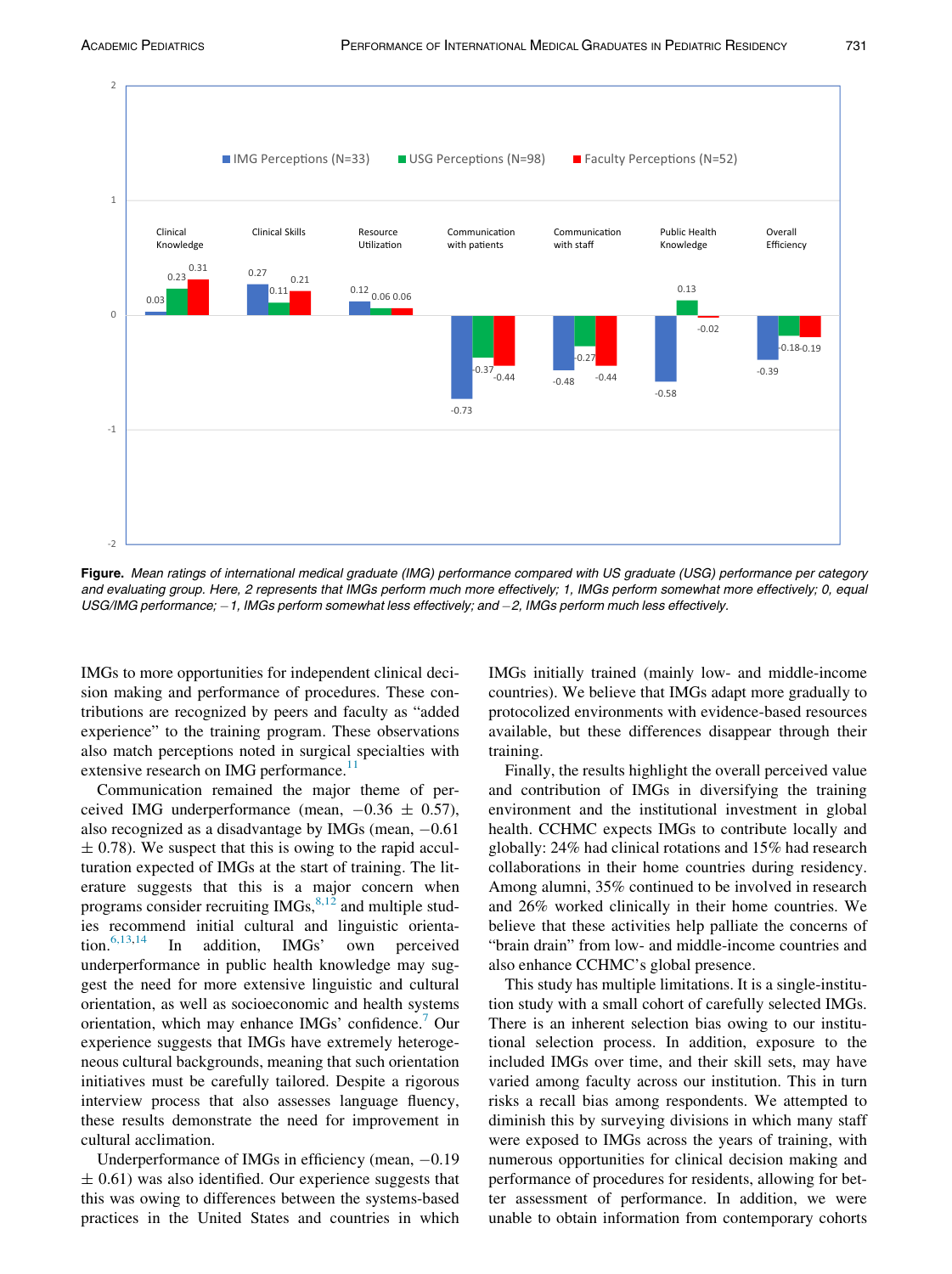| | IMG Perceptions (N=33) | USG Perceptions (N=98) | Faculty Perceptions (N=52) |
|---|---|---|---|
| Clinical Knowledge | 0.03 | 0.23 | 0.31 |
| Clinical Skills | 0.27 | 0.11 | 0.21 |
| Resource Utilization | 0.12 | 0.06 | 0.06 |
| Communication with patients | -0.73 | -0.37 | -0.44 |
| Communication with staff | -0.48 | -0.27 | -0.44 |
| Public Health Knowledge | -0.58 | 0.13 | -0.02 |
| Overall Efficiency | -0.39 | -0.18 | -0.19 |

**Figure.** *Mean ratings of international medical graduate (IMG) performance compared with US graduate (USG) performance per category and evaluating group. Here, 2 represents that IMGs perform much more effectively; 1, IMGs perform somewhat more effectively; 0, equal USG/IMG performance; −1, IMGs perform somewhat less effectively; and −2, IMGs perform much less effectively.*

IMGs to more opportunities for independent clinical decision making and performance of procedures. These contributions are recognized by peers and faculty as "added experience" to the training program. These observations also match perceptions noted in surgical specialties with extensive research on IMG performance.[11]

Communication remained the major theme of perceived IMG underperformance (mean, −0.36 ± 0.57), also recognized as a disadvantage by IMGs (mean, −0.61 ± 0.78). We suspect that this is owing to the rapid acculturation expected of IMGs at the start of training. The literature suggests that this is a major concern when programs consider recruiting IMGs,[8,12] and multiple studies recommend initial cultural and linguistic orientation.[6,13,14] In addition, IMGs' own perceived underperformance in public health knowledge may suggest the need for more extensive linguistic and cultural orientation, as well as socioeconomic and health systems orientation, which may enhance IMGs' confidence.[7] Our experience suggests that IMGs have extremely heterogeneous cultural backgrounds, meaning that such orientation initiatives must be carefully tailored. Despite a rigorous interview process that also assesses language fluency, these results demonstrate the need for improvement in cultural acclimation.

Underperformance of IMGs in efficiency (mean, −0.19 ± 0.61) was also identified. Our experience suggests that this was owing to differences between the systems-based practices in the United States and countries in which IMGs initially trained (mainly low- and middle-income countries). We believe that IMGs adapt more gradually to protocolized environments with evidence-based resources available, but these differences disappear through their training.

Finally, the results highlight the overall perceived value and contribution of IMGs in diversifying the training environment and the institutional investment in global health. CCHMC expects IMGs to contribute locally and globally: 24% had clinical rotations and 15% had research collaborations in their home countries during residency. Among alumni, 35% continued to be involved in research and 26% worked clinically in their home countries. We believe that these activities help palliate the concerns of "brain drain" from low- and middle-income countries and also enhance CCHMC's global presence.

This study has multiple limitations. It is a single-institution study with a small cohort of carefully selected IMGs. There is an inherent selection bias owing to our institutional selection process. In addition, exposure to the included IMGs over time, and their skill sets, may have varied among faculty across our institution. This in turn risks a recall bias among respondents. We attempted to diminish this by surveying divisions in which many staff were exposed to IMGs across the years of training, with numerous opportunities for clinical decision making and performance of procedures for residents, allowing for better assessment of performance. In addition, we were unable to obtain information from contemporary cohorts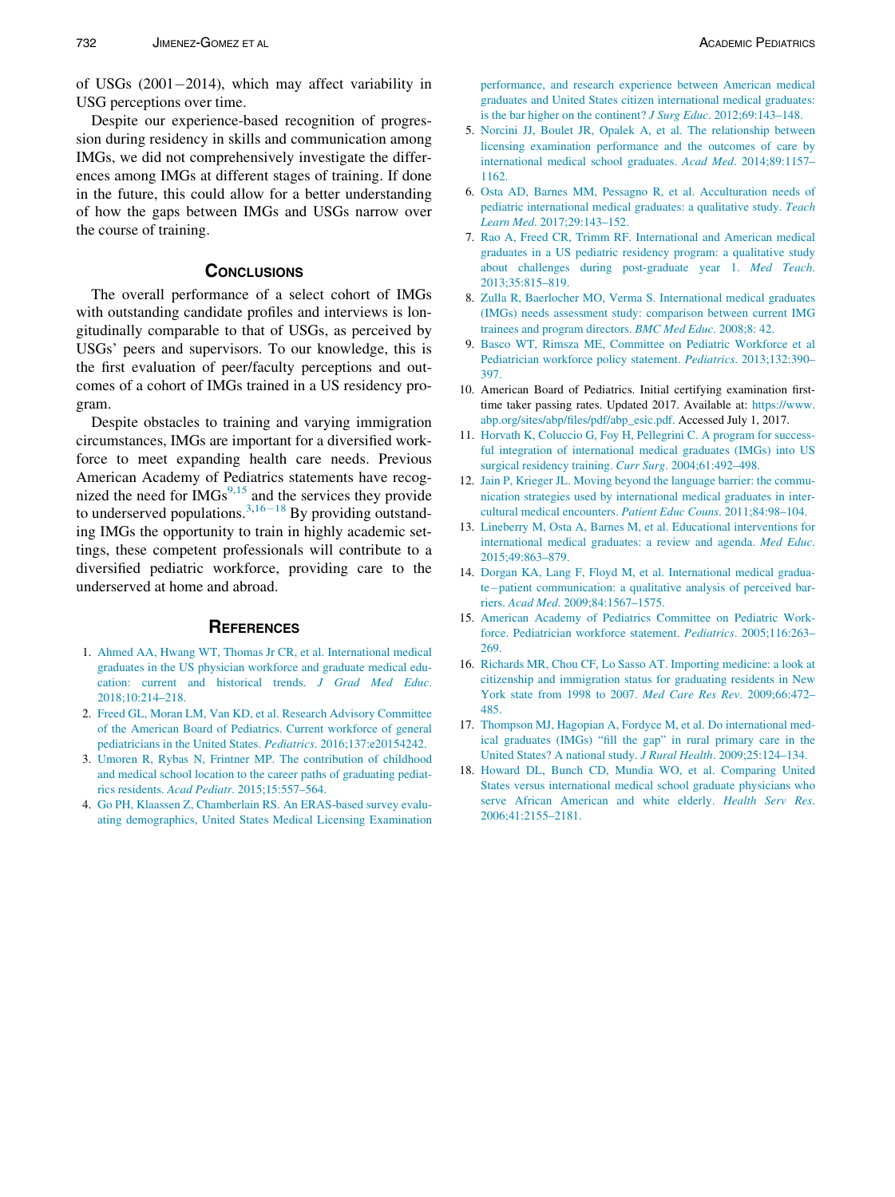of USGs (2001−2014), which may affect variability in USG perceptions over time.

Despite our experience-based recognition of progression during residency in skills and communication among IMGs, we did not comprehensively investigate the differences among IMGs at different stages of training. If done in the future, this could allow for a better understanding of how the gaps between IMGs and USGs narrow over the course of training.

## Conclusions

The overall performance of a select cohort of IMGs with outstanding candidate profiles and interviews is longitudinally comparable to that of USGs, as perceived by USGs' peers and supervisors. To our knowledge, this is the first evaluation of peer/faculty perceptions and outcomes of a cohort of IMGs trained in a US residency program.

Despite obstacles to training and varying immigration circumstances, IMGs are important for a diversified workforce to meet expanding health care needs. Previous American Academy of Pediatrics statements have recognized the need for IMGs[9,15] and the services they provide to underserved populations.[3,16−18] By providing outstanding IMGs the opportunity to train in highly academic settings, these competent professionals will contribute to a diversified pediatric workforce, providing care to the underserved at home and abroad.

## References

1. Ahmed AA, Hwang WT, Thomas Jr CR, et al. International medical graduates in the US physician workforce and graduate medical education: current and historical trends. *J Grad Med Educ*. 2018;10:214–218.
2. Freed GL, Moran LM, Van KD, et al. Research Advisory Committee of the American Board of Pediatrics. Current workforce of general pediatricians in the United States. *Pediatrics*. 2016;137:e20154242.
3. Umoren R, Rybas N, Frintner MP. The contribution of childhood and medical school location to the career paths of graduating pediatrics residents. *Acad Pediatr*. 2015;15:557–564.
4. Go PH, Klaassen Z, Chamberlain RS. An ERAS-based survey evaluating demographics, United States Medical Licensing Examination performance, and research experience between American medical graduates and United States citizen international medical graduates: is the bar higher on the continent? *J Surg Educ*. 2012;69:143–148.
5. Norcini JJ, Boulet JR, Opalek A, et al. The relationship between licensing examination performance and the outcomes of care by international medical school graduates. *Acad Med*. 2014;89:1157–1162.
6. Osta AD, Barnes MM, Pessagno R, et al. Acculturation needs of pediatric international medical graduates: a qualitative study. *Teach Learn Med*. 2017;29:143–152.
7. Rao A, Freed CR, Trimm RF. International and American medical graduates in a US pediatric residency program: a qualitative study about challenges during post-graduate year 1. *Med Teach*. 2013;35:815–819.
8. Zulla R, Baerlocher MO, Verma S. International medical graduates (IMGs) needs assessment study: comparison between current IMG trainees and program directors. *BMC Med Educ*. 2008;8: 42.
9. Basco WT, Rimsza ME, Committee on Pediatric Workforce et al Pediatrician workforce policy statement. *Pediatrics*. 2013;132:390–397.
10. American Board of Pediatrics. Initial certifying examination first-time taker passing rates. Updated 2017. Available at: https://www.abp.org/sites/abp/files/pdf/abp_esic.pdf. Accessed July 1, 2017.
11. Horvath K, Coluccio G, Foy H, Pellegrini C. A program for successful integration of international medical graduates (IMGs) into US surgical residency training. *Curr Surg*. 2004;61:492–498.
12. Jain P, Krieger JL. Moving beyond the language barrier: the communication strategies used by international medical graduates in intercultural medical encounters. *Patient Educ Couns*. 2011;84:98–104.
13. Lineberry M, Osta A, Barnes M, et al. Educational interventions for international medical graduates: a review and agenda. *Med Educ*. 2015;49:863–879.
14. Dorgan KA, Lang F, Floyd M, et al. International medical graduate−patient communication: a qualitative analysis of perceived barriers. *Acad Med*. 2009;84:1567–1575.
15. American Academy of Pediatrics Committee on Pediatric Workforce. Pediatrician workforce statement. *Pediatrics*. 2005;116:263–269.
16. Richards MR, Chou CF, Lo Sasso AT. Importing medicine: a look at citizenship and immigration status for graduating residents in New York state from 1998 to 2007. *Med Care Res Rev*. 2009;66:472–485.
17. Thompson MJ, Hagopian A, Fordyce M, et al. Do international medical graduates (IMGs) "fill the gap" in rural primary care in the United States? A national study. *J Rural Health*. 2009;25:124–134.
18. Howard DL, Bunch CD, Mundia WO, et al. Comparing United States versus international medical school graduate physicians who serve African American and white elderly. *Health Serv Res*. 2006;41:2155–2181.